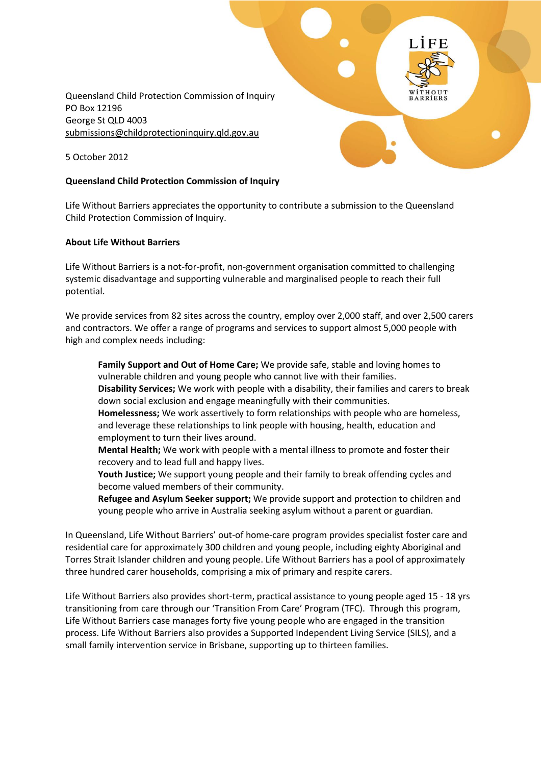Queensland Child Protection Commission of Inquiry
PO Box 12196
George St QLD 4003
submissions@childprotectioninquiry.qld.gov.au

5 October 2012

**Queensland Child Protection Commission of Inquiry**

Life Without Barriers appreciates the opportunity to contribute a submission to the Queensland Child Protection Commission of Inquiry.

**About Life Without Barriers**

Life Without Barriers is a not-for-profit, non-government organisation committed to challenging systemic disadvantage and supporting vulnerable and marginalised people to reach their full potential.

We provide services from 82 sites across the country, employ over 2,000 staff, and over 2,500 carers and contractors. We offer a range of programs and services to support almost 5,000 people with high and complex needs including:

> **Family Support and Out of Home Care;** We provide safe, stable and loving homes to vulnerable children and young people who cannot live with their families.
> **Disability Services;** We work with people with a disability, their families and carers to break down social exclusion and engage meaningfully with their communities.
> **Homelessness;** We work assertively to form relationships with people who are homeless, and leverage these relationships to link people with housing, health, education and employment to turn their lives around.
> **Mental Health;** We work with people with a mental illness to promote and foster their recovery and to lead full and happy lives.
> **Youth Justice;** We support young people and their family to break offending cycles and become valued members of their community.
> **Refugee and Asylum Seeker support;** We provide support and protection to children and young people who arrive in Australia seeking asylum without a parent or guardian.

In Queensland, Life Without Barriers' out-of home-care program provides specialist foster care and residential care for approximately 300 children and young people, including eighty Aboriginal and Torres Strait Islander children and young people. Life Without Barriers has a pool of approximately three hundred carer households, comprising a mix of primary and respite carers.

Life Without Barriers also provides short-term, practical assistance to young people aged 15 - 18 yrs transitioning from care through our 'Transition From Care' Program (TFC). Through this program, Life Without Barriers case manages forty five young people who are engaged in the transition process. Life Without Barriers also provides a Supported Independent Living Service (SILS), and a small family intervention service in Brisbane, supporting up to thirteen families.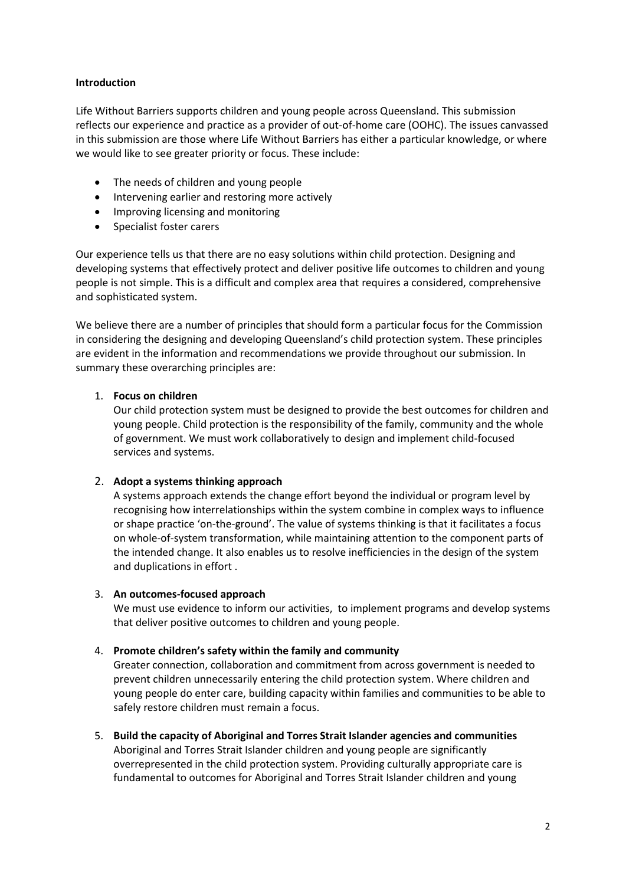**Introduction**

Life Without Barriers supports children and young people across Queensland. This submission reflects our experience and practice as a provider of out-of-home care (OOHC). The issues canvassed in this submission are those where Life Without Barriers has either a particular knowledge, or where we would like to see greater priority or focus. These include:

- The needs of children and young people
- Intervening earlier and restoring more actively
- Improving licensing and monitoring
- Specialist foster carers

Our experience tells us that there are no easy solutions within child protection. Designing and developing systems that effectively protect and deliver positive life outcomes to children and young people is not simple. This is a difficult and complex area that requires a considered, comprehensive and sophisticated system.

We believe there are a number of principles that should form a particular focus for the Commission in considering the designing and developing Queensland's child protection system. These principles are evident in the information and recommendations we provide throughout our submission. In summary these overarching principles are:

1. **Focus on children**
   Our child protection system must be designed to provide the best outcomes for children and young people. Child protection is the responsibility of the family, community and the whole of government. We must work collaboratively to design and implement child-focused services and systems.

2. **Adopt a systems thinking approach**
   A systems approach extends the change effort beyond the individual or program level by recognising how interrelationships within the system combine in complex ways to influence or shape practice 'on-the-ground'. The value of systems thinking is that it facilitates a focus on whole-of-system transformation, while maintaining attention to the component parts of the intended change. It also enables us to resolve inefficiencies in the design of the system and duplications in effort .

3. **An outcomes-focused approach**
   We must use evidence to inform our activities, to implement programs and develop systems that deliver positive outcomes to children and young people.

4. **Promote children's safety within the family and community**
   Greater connection, collaboration and commitment from across government is needed to prevent children unnecessarily entering the child protection system. Where children and young people do enter care, building capacity within families and communities to be able to safely restore children must remain a focus.

5. **Build the capacity of Aboriginal and Torres Strait Islander agencies and communities**
   Aboriginal and Torres Strait Islander children and young people are significantly overrepresented in the child protection system. Providing culturally appropriate care is fundamental to outcomes for Aboriginal and Torres Strait Islander children and young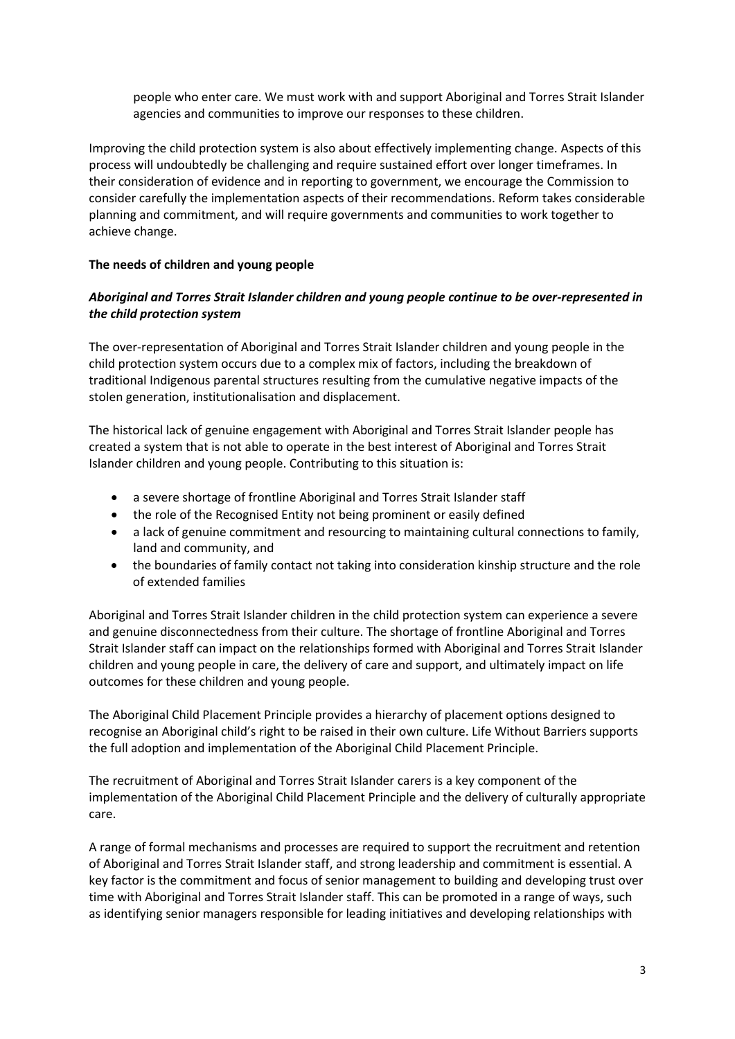people who enter care. We must work with and support Aboriginal and Torres Strait Islander agencies and communities to improve our responses to these children.

Improving the child protection system is also about effectively implementing change. Aspects of this process will undoubtedly be challenging and require sustained effort over longer timeframes. In their consideration of evidence and in reporting to government, we encourage the Commission to consider carefully the implementation aspects of their recommendations. Reform takes considerable planning and commitment, and will require governments and communities to work together to achieve change.

**The needs of children and young people**

***Aboriginal and Torres Strait Islander children and young people continue to be over-represented in the child protection system***

The over-representation of Aboriginal and Torres Strait Islander children and young people in the child protection system occurs due to a complex mix of factors, including the breakdown of traditional Indigenous parental structures resulting from the cumulative negative impacts of the stolen generation, institutionalisation and displacement.

The historical lack of genuine engagement with Aboriginal and Torres Strait Islander people has created a system that is not able to operate in the best interest of Aboriginal and Torres Strait Islander children and young people. Contributing to this situation is:

- a severe shortage of frontline Aboriginal and Torres Strait Islander staff
- the role of the Recognised Entity not being prominent or easily defined
- a lack of genuine commitment and resourcing to maintaining cultural connections to family, land and community, and
- the boundaries of family contact not taking into consideration kinship structure and the role of extended families

Aboriginal and Torres Strait Islander children in the child protection system can experience a severe and genuine disconnectedness from their culture. The shortage of frontline Aboriginal and Torres Strait Islander staff can impact on the relationships formed with Aboriginal and Torres Strait Islander children and young people in care, the delivery of care and support, and ultimately impact on life outcomes for these children and young people.

The Aboriginal Child Placement Principle provides a hierarchy of placement options designed to recognise an Aboriginal child's right to be raised in their own culture. Life Without Barriers supports the full adoption and implementation of the Aboriginal Child Placement Principle.

The recruitment of Aboriginal and Torres Strait Islander carers is a key component of the implementation of the Aboriginal Child Placement Principle and the delivery of culturally appropriate care.

A range of formal mechanisms and processes are required to support the recruitment and retention of Aboriginal and Torres Strait Islander staff, and strong leadership and commitment is essential. A key factor is the commitment and focus of senior management to building and developing trust over time with Aboriginal and Torres Strait Islander staff. This can be promoted in a range of ways, such as identifying senior managers responsible for leading initiatives and developing relationships with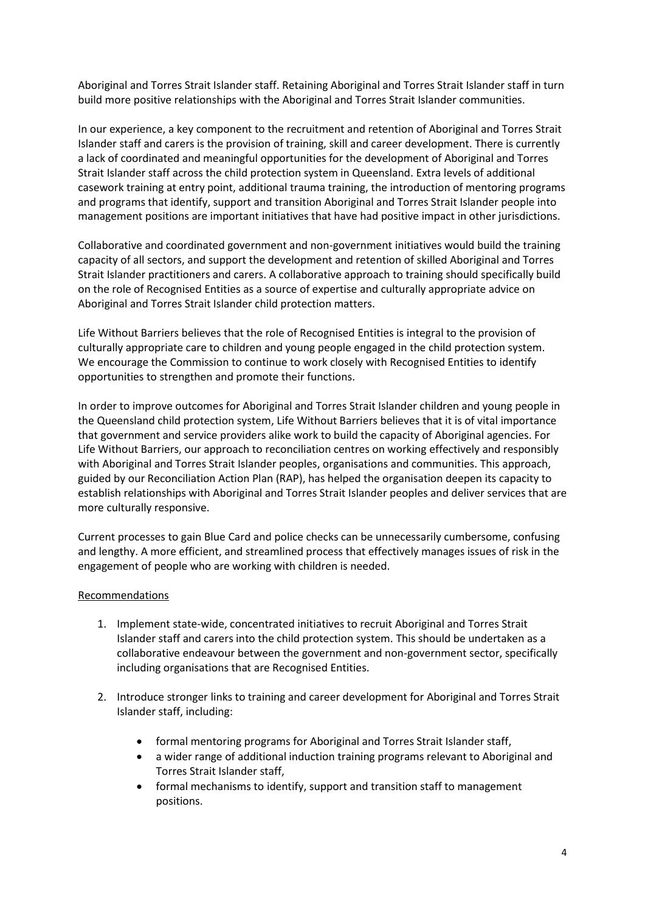Aboriginal and Torres Strait Islander staff. Retaining Aboriginal and Torres Strait Islander staff in turn build more positive relationships with the Aboriginal and Torres Strait Islander communities.

In our experience, a key component to the recruitment and retention of Aboriginal and Torres Strait Islander staff and carers is the provision of training, skill and career development. There is currently a lack of coordinated and meaningful opportunities for the development of Aboriginal and Torres Strait Islander staff across the child protection system in Queensland. Extra levels of additional casework training at entry point, additional trauma training, the introduction of mentoring programs and programs that identify, support and transition Aboriginal and Torres Strait Islander people into management positions are important initiatives that have had positive impact in other jurisdictions.

Collaborative and coordinated government and non-government initiatives would build the training capacity of all sectors, and support the development and retention of skilled Aboriginal and Torres Strait Islander practitioners and carers. A collaborative approach to training should specifically build on the role of Recognised Entities as a source of expertise and culturally appropriate advice on Aboriginal and Torres Strait Islander child protection matters.

Life Without Barriers believes that the role of Recognised Entities is integral to the provision of culturally appropriate care to children and young people engaged in the child protection system. We encourage the Commission to continue to work closely with Recognised Entities to identify opportunities to strengthen and promote their functions.

In order to improve outcomes for Aboriginal and Torres Strait Islander children and young people in the Queensland child protection system, Life Without Barriers believes that it is of vital importance that government and service providers alike work to build the capacity of Aboriginal agencies. For Life Without Barriers, our approach to reconciliation centres on working effectively and responsibly with Aboriginal and Torres Strait Islander peoples, organisations and communities. This approach, guided by our Reconciliation Action Plan (RAP), has helped the organisation deepen its capacity to establish relationships with Aboriginal and Torres Strait Islander peoples and deliver services that are more culturally responsive.

Current processes to gain Blue Card and police checks can be unnecessarily cumbersome, confusing and lengthy. A more efficient, and streamlined process that effectively manages issues of risk in the engagement of people who are working with children is needed.

<u>Recommendations</u>

1. Implement state-wide, concentrated initiatives to recruit Aboriginal and Torres Strait Islander staff and carers into the child protection system. This should be undertaken as a collaborative endeavour between the government and non-government sector, specifically including organisations that are Recognised Entities.

2. Introduce stronger links to training and career development for Aboriginal and Torres Strait Islander staff, including:

    - formal mentoring programs for Aboriginal and Torres Strait Islander staff,
    - a wider range of additional induction training programs relevant to Aboriginal and Torres Strait Islander staff,
    - formal mechanisms to identify, support and transition staff to management positions.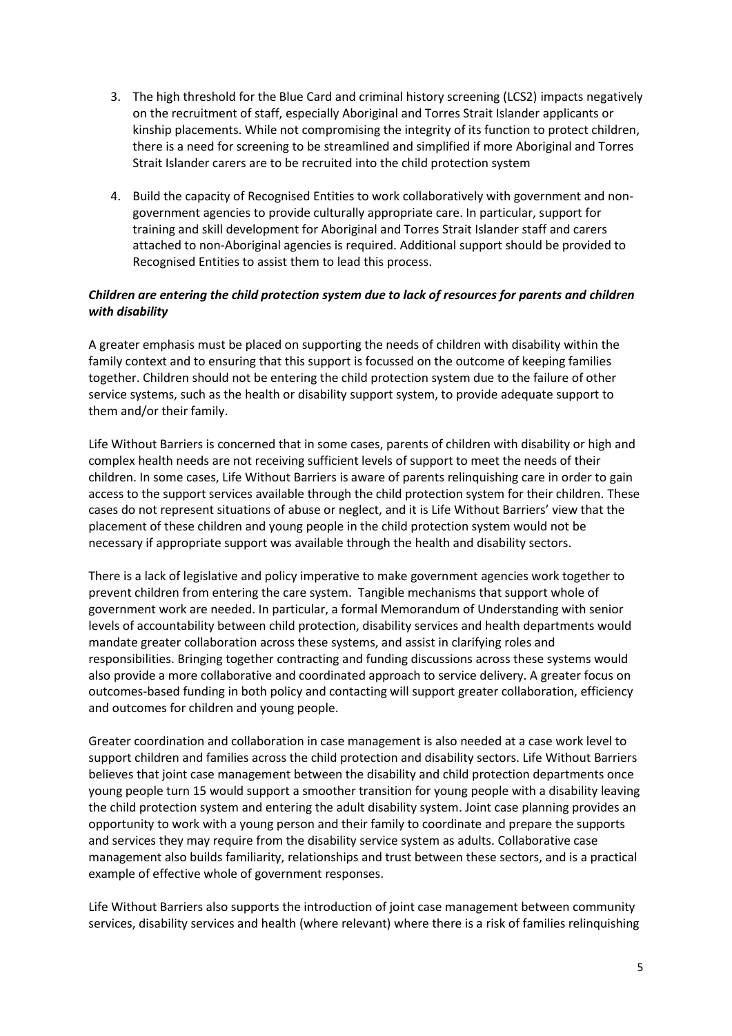3. The high threshold for the Blue Card and criminal history screening (LCS2) impacts negatively on the recruitment of staff, especially Aboriginal and Torres Strait Islander applicants or kinship placements. While not compromising the integrity of its function to protect children, there is a need for screening to be streamlined and simplified if more Aboriginal and Torres Strait Islander carers are to be recruited into the child protection system

4. Build the capacity of Recognised Entities to work collaboratively with government and non-government agencies to provide culturally appropriate care. In particular, support for training and skill development for Aboriginal and Torres Strait Islander staff and carers attached to non-Aboriginal agencies is required. Additional support should be provided to Recognised Entities to assist them to lead this process.

***Children are entering the child protection system due to lack of resources for parents and children with disability***

A greater emphasis must be placed on supporting the needs of children with disability within the family context and to ensuring that this support is focussed on the outcome of keeping families together. Children should not be entering the child protection system due to the failure of other service systems, such as the health or disability support system, to provide adequate support to them and/or their family.

Life Without Barriers is concerned that in some cases, parents of children with disability or high and complex health needs are not receiving sufficient levels of support to meet the needs of their children. In some cases, Life Without Barriers is aware of parents relinquishing care in order to gain access to the support services available through the child protection system for their children. These cases do not represent situations of abuse or neglect, and it is Life Without Barriers' view that the placement of these children and young people in the child protection system would not be necessary if appropriate support was available through the health and disability sectors.

There is a lack of legislative and policy imperative to make government agencies work together to prevent children from entering the care system. Tangible mechanisms that support whole of government work are needed. In particular, a formal Memorandum of Understanding with senior levels of accountability between child protection, disability services and health departments would mandate greater collaboration across these systems, and assist in clarifying roles and responsibilities. Bringing together contracting and funding discussions across these systems would also provide a more collaborative and coordinated approach to service delivery. A greater focus on outcomes-based funding in both policy and contacting will support greater collaboration, efficiency and outcomes for children and young people.

Greater coordination and collaboration in case management is also needed at a case work level to support children and families across the child protection and disability sectors. Life Without Barriers believes that joint case management between the disability and child protection departments once young people turn 15 would support a smoother transition for young people with a disability leaving the child protection system and entering the adult disability system. Joint case planning provides an opportunity to work with a young person and their family to coordinate and prepare the supports and services they may require from the disability service system as adults. Collaborative case management also builds familiarity, relationships and trust between these sectors, and is a practical example of effective whole of government responses.

Life Without Barriers also supports the introduction of joint case management between community services, disability services and health (where relevant) where there is a risk of families relinquishing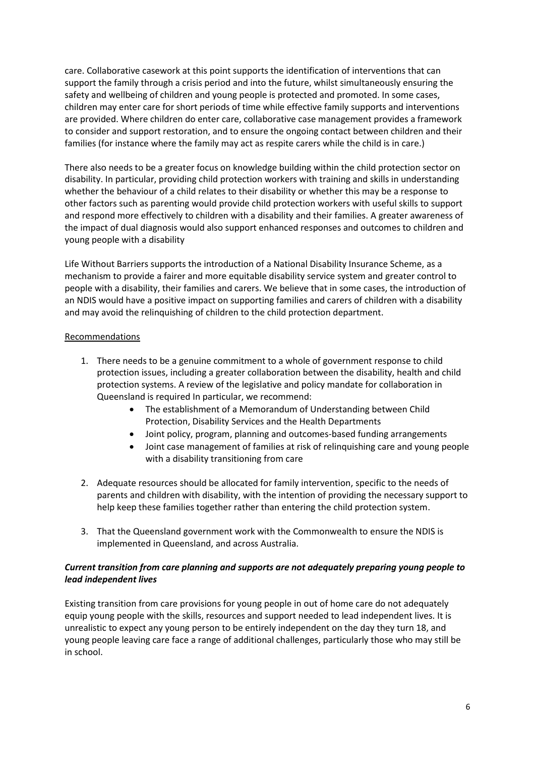care. Collaborative casework at this point supports the identification of interventions that can support the family through a crisis period and into the future, whilst simultaneously ensuring the safety and wellbeing of children and young people is protected and promoted. In some cases, children may enter care for short periods of time while effective family supports and interventions are provided. Where children do enter care, collaborative case management provides a framework to consider and support restoration, and to ensure the ongoing contact between children and their families (for instance where the family may act as respite carers while the child is in care.)

There also needs to be a greater focus on knowledge building within the child protection sector on disability. In particular, providing child protection workers with training and skills in understanding whether the behaviour of a child relates to their disability or whether this may be a response to other factors such as parenting would provide child protection workers with useful skills to support and respond more effectively to children with a disability and their families. A greater awareness of the impact of dual diagnosis would also support enhanced responses and outcomes to children and young people with a disability

Life Without Barriers supports the introduction of a National Disability Insurance Scheme, as a mechanism to provide a fairer and more equitable disability service system and greater control to people with a disability, their families and carers. We believe that in some cases, the introduction of an NDIS would have a positive impact on supporting families and carers of children with a disability and may avoid the relinquishing of children to the child protection department.

Recommendations

1. There needs to be a genuine commitment to a whole of government response to child protection issues, including a greater collaboration between the disability, health and child protection systems. A review of the legislative and policy mandate for collaboration in Queensland is required In particular, we recommend:
    - The establishment of a Memorandum of Understanding between Child Protection, Disability Services and the Health Departments
    - Joint policy, program, planning and outcomes-based funding arrangements
    - Joint case management of families at risk of relinquishing care and young people with a disability transitioning from care
2. Adequate resources should be allocated for family intervention, specific to the needs of parents and children with disability, with the intention of providing the necessary support to help keep these families together rather than entering the child protection system.
3. That the Queensland government work with the Commonwealth to ensure the NDIS is implemented in Queensland, and across Australia.

***Current transition from care planning and supports are not adequately preparing young people to lead independent lives***

Existing transition from care provisions for young people in out of home care do not adequately equip young people with the skills, resources and support needed to lead independent lives. It is unrealistic to expect any young person to be entirely independent on the day they turn 18, and young people leaving care face a range of additional challenges, particularly those who may still be in school.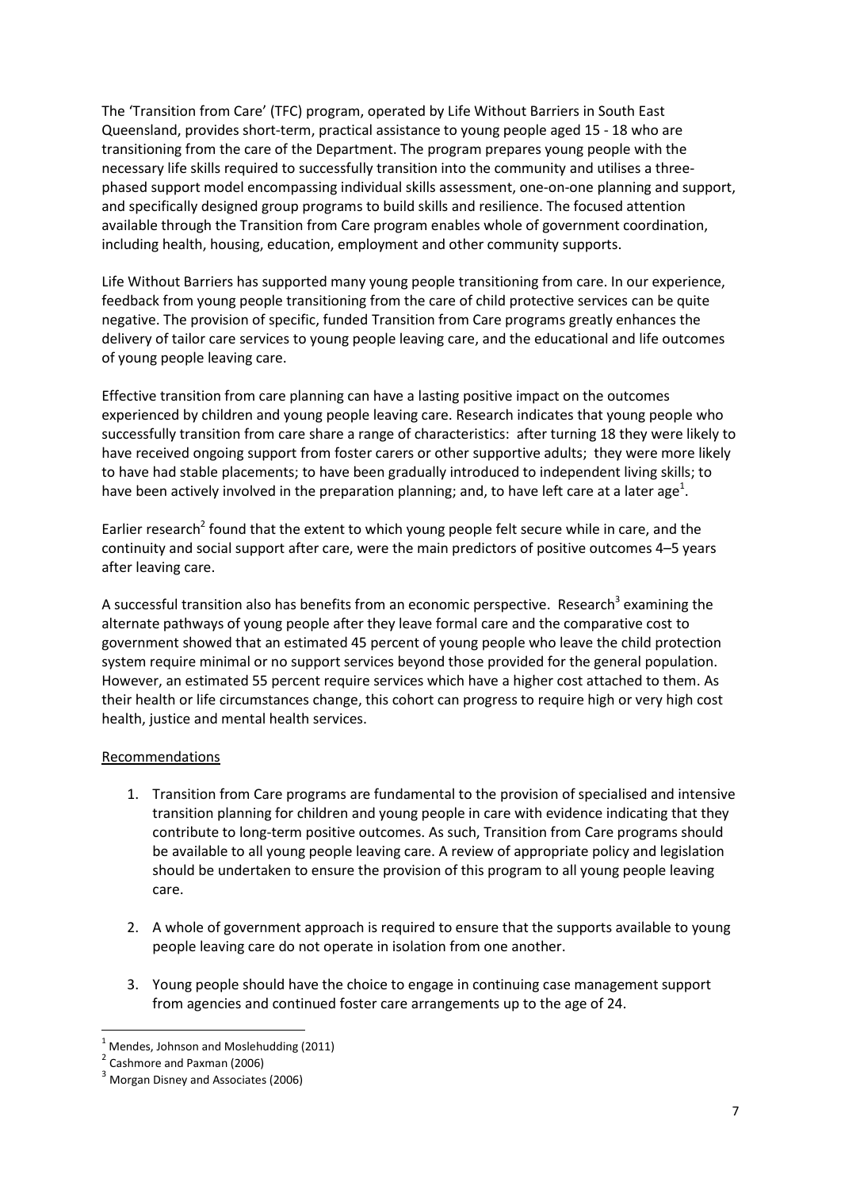The 'Transition from Care' (TFC) program, operated by Life Without Barriers in South East Queensland, provides short-term, practical assistance to young people aged 15 - 18 who are transitioning from the care of the Department. The program prepares young people with the necessary life skills required to successfully transition into the community and utilises a three-phased support model encompassing individual skills assessment, one-on-one planning and support, and specifically designed group programs to build skills and resilience. The focused attention available through the Transition from Care program enables whole of government coordination, including health, housing, education, employment and other community supports.

Life Without Barriers has supported many young people transitioning from care. In our experience, feedback from young people transitioning from the care of child protective services can be quite negative. The provision of specific, funded Transition from Care programs greatly enhances the delivery of tailor care services to young people leaving care, and the educational and life outcomes of young people leaving care.

Effective transition from care planning can have a lasting positive impact on the outcomes experienced by children and young people leaving care. Research indicates that young people who successfully transition from care share a range of characteristics: after turning 18 they were likely to have received ongoing support from foster carers or other supportive adults; they were more likely to have had stable placements; to have been gradually introduced to independent living skills; to have been actively involved in the preparation planning; and, to have left care at a later age[1].

Earlier research[2] found that the extent to which young people felt secure while in care, and the continuity and social support after care, were the main predictors of positive outcomes 4–5 years after leaving care.

A successful transition also has benefits from an economic perspective. Research[3] examining the alternate pathways of young people after they leave formal care and the comparative cost to government showed that an estimated 45 percent of young people who leave the child protection system require minimal or no support services beyond those provided for the general population. However, an estimated 55 percent require services which have a higher cost attached to them. As their health or life circumstances change, this cohort can progress to require high or very high cost health, justice and mental health services.

Recommendations

1. Transition from Care programs are fundamental to the provision of specialised and intensive transition planning for children and young people in care with evidence indicating that they contribute to long-term positive outcomes. As such, Transition from Care programs should be available to all young people leaving care. A review of appropriate policy and legislation should be undertaken to ensure the provision of this program to all young people leaving care.

2. A whole of government approach is required to ensure that the supports available to young people leaving care do not operate in isolation from one another.

3. Young people should have the choice to engage in continuing case management support from agencies and continued foster care arrangements up to the age of 24.

---

[1] Mendes, Johnson and Moslehudding (2011)

[2] Cashmore and Paxman (2006)

[3] Morgan Disney and Associates (2006)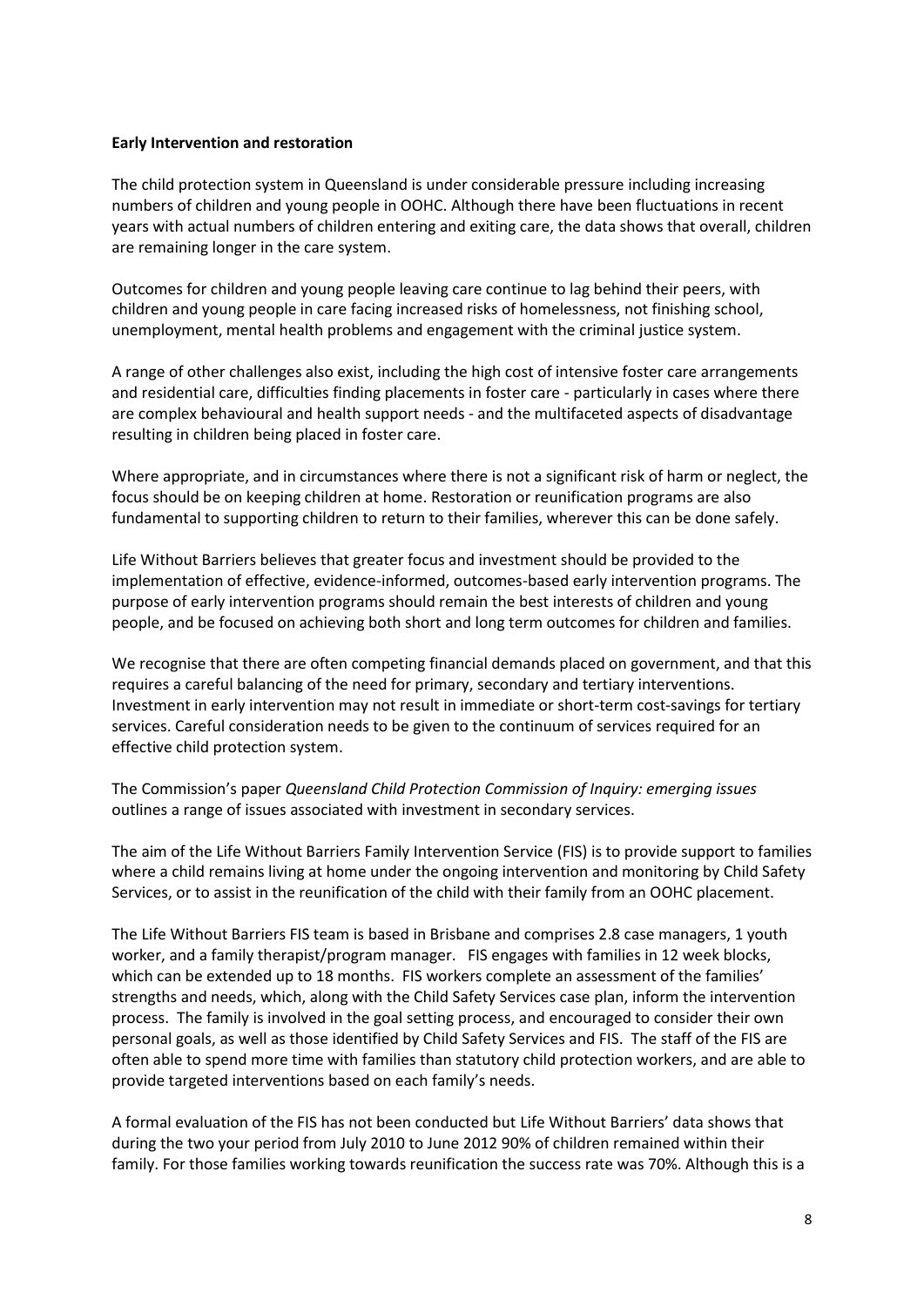**Early Intervention and restoration**

The child protection system in Queensland is under considerable pressure including increasing numbers of children and young people in OOHC. Although there have been fluctuations in recent years with actual numbers of children entering and exiting care, the data shows that overall, children are remaining longer in the care system.

Outcomes for children and young people leaving care continue to lag behind their peers, with children and young people in care facing increased risks of homelessness, not finishing school, unemployment, mental health problems and engagement with the criminal justice system.

A range of other challenges also exist, including the high cost of intensive foster care arrangements and residential care, difficulties finding placements in foster care - particularly in cases where there are complex behavioural and health support needs - and the multifaceted aspects of disadvantage resulting in children being placed in foster care.

Where appropriate, and in circumstances where there is not a significant risk of harm or neglect, the focus should be on keeping children at home. Restoration or reunification programs are also fundamental to supporting children to return to their families, wherever this can be done safely.

Life Without Barriers believes that greater focus and investment should be provided to the implementation of effective, evidence-informed, outcomes-based early intervention programs. The purpose of early intervention programs should remain the best interests of children and young people, and be focused on achieving both short and long term outcomes for children and families.

We recognise that there are often competing financial demands placed on government, and that this requires a careful balancing of the need for primary, secondary and tertiary interventions. Investment in early intervention may not result in immediate or short-term cost-savings for tertiary services. Careful consideration needs to be given to the continuum of services required for an effective child protection system.

The Commission's paper *Queensland Child Protection Commission of Inquiry: emerging issues* outlines a range of issues associated with investment in secondary services.

The aim of the Life Without Barriers Family Intervention Service (FIS) is to provide support to families where a child remains living at home under the ongoing intervention and monitoring by Child Safety Services, or to assist in the reunification of the child with their family from an OOHC placement.

The Life Without Barriers FIS team is based in Brisbane and comprises 2.8 case managers, 1 youth worker, and a family therapist/program manager. FIS engages with families in 12 week blocks, which can be extended up to 18 months. FIS workers complete an assessment of the families' strengths and needs, which, along with the Child Safety Services case plan, inform the intervention process. The family is involved in the goal setting process, and encouraged to consider their own personal goals, as well as those identified by Child Safety Services and FIS. The staff of the FIS are often able to spend more time with families than statutory child protection workers, and are able to provide targeted interventions based on each family's needs.

A formal evaluation of the FIS has not been conducted but Life Without Barriers' data shows that during the two your period from July 2010 to June 2012 90% of children remained within their family. For those families working towards reunification the success rate was 70%. Although this is a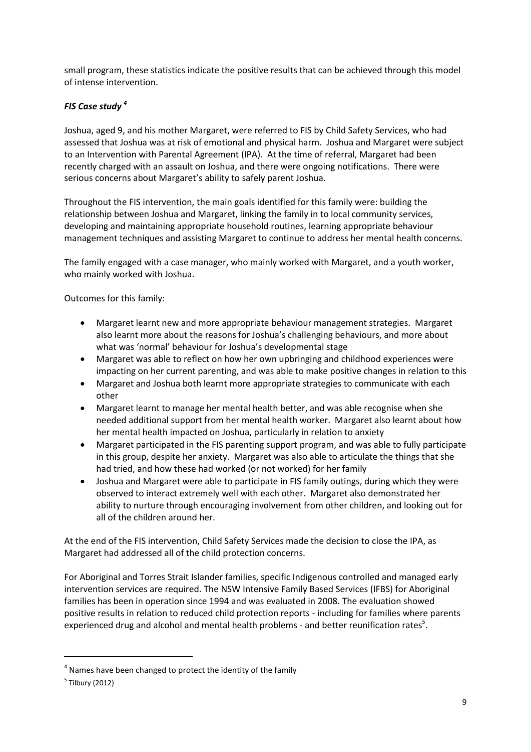small program, these statistics indicate the positive results that can be achieved through this model of intense intervention.

### *FIS Case study* [4]

Joshua, aged 9, and his mother Margaret, were referred to FIS by Child Safety Services, who had assessed that Joshua was at risk of emotional and physical harm. Joshua and Margaret were subject to an Intervention with Parental Agreement (IPA). At the time of referral, Margaret had been recently charged with an assault on Joshua, and there were ongoing notifications. There were serious concerns about Margaret's ability to safely parent Joshua.

Throughout the FIS intervention, the main goals identified for this family were: building the relationship between Joshua and Margaret, linking the family in to local community services, developing and maintaining appropriate household routines, learning appropriate behaviour management techniques and assisting Margaret to continue to address her mental health concerns.

The family engaged with a case manager, who mainly worked with Margaret, and a youth worker, who mainly worked with Joshua.

Outcomes for this family:

- Margaret learnt new and more appropriate behaviour management strategies. Margaret also learnt more about the reasons for Joshua's challenging behaviours, and more about what was 'normal' behaviour for Joshua's developmental stage
- Margaret was able to reflect on how her own upbringing and childhood experiences were impacting on her current parenting, and was able to make positive changes in relation to this
- Margaret and Joshua both learnt more appropriate strategies to communicate with each other
- Margaret learnt to manage her mental health better, and was able recognise when she needed additional support from her mental health worker. Margaret also learnt about how her mental health impacted on Joshua, particularly in relation to anxiety
- Margaret participated in the FIS parenting support program, and was able to fully participate in this group, despite her anxiety. Margaret was also able to articulate the things that she had tried, and how these had worked (or not worked) for her family
- Joshua and Margaret were able to participate in FIS family outings, during which they were observed to interact extremely well with each other. Margaret also demonstrated her ability to nurture through encouraging involvement from other children, and looking out for all of the children around her.

At the end of the FIS intervention, Child Safety Services made the decision to close the IPA, as Margaret had addressed all of the child protection concerns.

For Aboriginal and Torres Strait Islander families, specific Indigenous controlled and managed early intervention services are required. The NSW Intensive Family Based Services (IFBS) for Aboriginal families has been in operation since 1994 and was evaluated in 2008. The evaluation showed positive results in relation to reduced child protection reports - including for families where parents experienced drug and alcohol and mental health problems - and better reunification rates[5].

---

[4] Names have been changed to protect the identity of the family

[5] Tilbury (2012)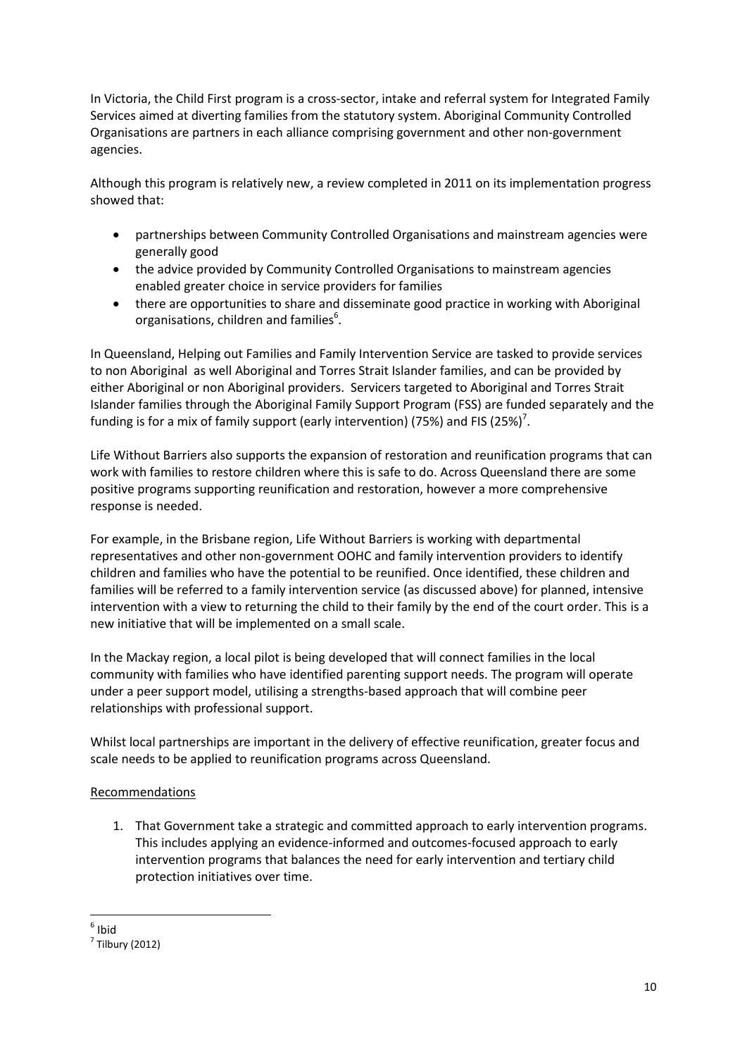In Victoria, the Child First program is a cross-sector, intake and referral system for Integrated Family Services aimed at diverting families from the statutory system. Aboriginal Community Controlled Organisations are partners in each alliance comprising government and other non-government agencies.

Although this program is relatively new, a review completed in 2011 on its implementation progress showed that:

- partnerships between Community Controlled Organisations and mainstream agencies were generally good
- the advice provided by Community Controlled Organisations to mainstream agencies enabled greater choice in service providers for families
- there are opportunities to share and disseminate good practice in working with Aboriginal organisations, children and families[6].

In Queensland, Helping out Families and Family Intervention Service are tasked to provide services to non Aboriginal as well Aboriginal and Torres Strait Islander families, and can be provided by either Aboriginal or non Aboriginal providers. Servicers targeted to Aboriginal and Torres Strait Islander families through the Aboriginal Family Support Program (FSS) are funded separately and the funding is for a mix of family support (early intervention) (75%) and FIS (25%)[7].

Life Without Barriers also supports the expansion of restoration and reunification programs that can work with families to restore children where this is safe to do. Across Queensland there are some positive programs supporting reunification and restoration, however a more comprehensive response is needed.

For example, in the Brisbane region, Life Without Barriers is working with departmental representatives and other non-government OOHC and family intervention providers to identify children and families who have the potential to be reunified. Once identified, these children and families will be referred to a family intervention service (as discussed above) for planned, intensive intervention with a view to returning the child to their family by the end of the court order. This is a new initiative that will be implemented on a small scale.

In the Mackay region, a local pilot is being developed that will connect families in the local community with families who have identified parenting support needs. The program will operate under a peer support model, utilising a strengths-based approach that will combine peer relationships with professional support.

Whilst local partnerships are important in the delivery of effective reunification, greater focus and scale needs to be applied to reunification programs across Queensland.

Recommendations

1. That Government take a strategic and committed approach to early intervention programs. This includes applying an evidence-informed and outcomes-focused approach to early intervention programs that balances the need for early intervention and tertiary child protection initiatives over time.

---

[6] Ibid

[7] Tilbury (2012)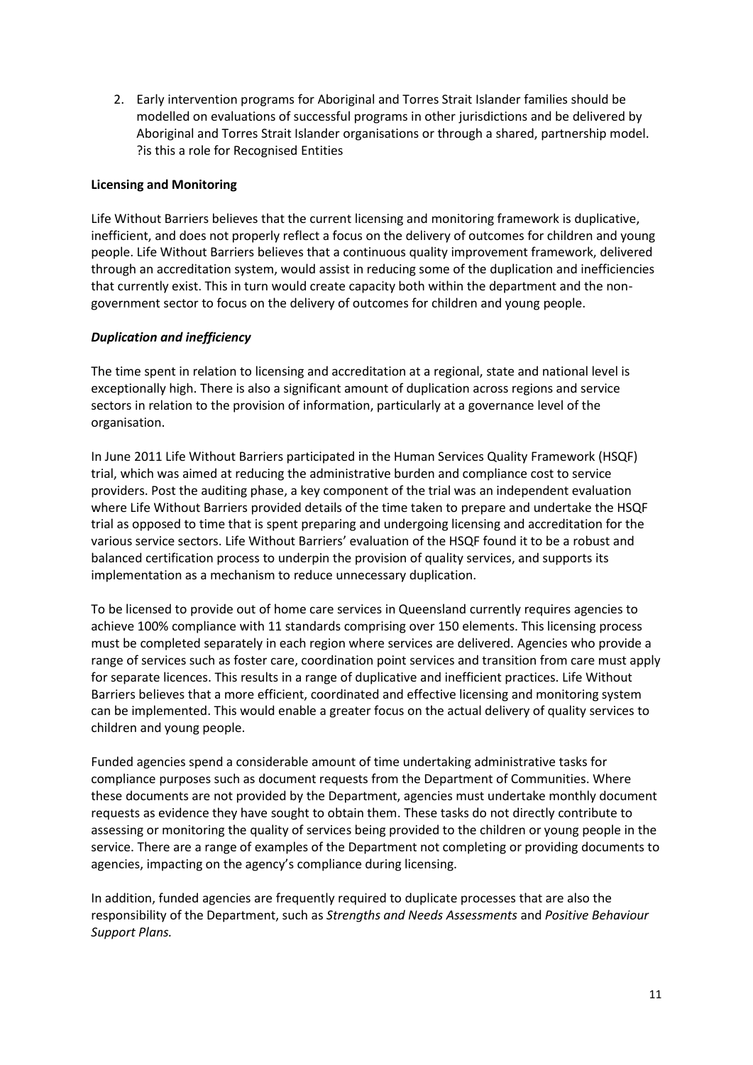2. Early intervention programs for Aboriginal and Torres Strait Islander families should be modelled on evaluations of successful programs in other jurisdictions and be delivered by Aboriginal and Torres Strait Islander organisations or through a shared, partnership model. ?is this a role for Recognised Entities

**Licensing and Monitoring**

Life Without Barriers believes that the current licensing and monitoring framework is duplicative, inefficient, and does not properly reflect a focus on the delivery of outcomes for children and young people. Life Without Barriers believes that a continuous quality improvement framework, delivered through an accreditation system, would assist in reducing some of the duplication and inefficiencies that currently exist. This in turn would create capacity both within the department and the non-government sector to focus on the delivery of outcomes for children and young people.

***Duplication and inefficiency***

The time spent in relation to licensing and accreditation at a regional, state and national level is exceptionally high. There is also a significant amount of duplication across regions and service sectors in relation to the provision of information, particularly at a governance level of the organisation.

In June 2011 Life Without Barriers participated in the Human Services Quality Framework (HSQF) trial, which was aimed at reducing the administrative burden and compliance cost to service providers. Post the auditing phase, a key component of the trial was an independent evaluation where Life Without Barriers provided details of the time taken to prepare and undertake the HSQF trial as opposed to time that is spent preparing and undergoing licensing and accreditation for the various service sectors. Life Without Barriers' evaluation of the HSQF found it to be a robust and balanced certification process to underpin the provision of quality services, and supports its implementation as a mechanism to reduce unnecessary duplication.

To be licensed to provide out of home care services in Queensland currently requires agencies to achieve 100% compliance with 11 standards comprising over 150 elements. This licensing process must be completed separately in each region where services are delivered. Agencies who provide a range of services such as foster care, coordination point services and transition from care must apply for separate licences. This results in a range of duplicative and inefficient practices. Life Without Barriers believes that a more efficient, coordinated and effective licensing and monitoring system can be implemented. This would enable a greater focus on the actual delivery of quality services to children and young people.

Funded agencies spend a considerable amount of time undertaking administrative tasks for compliance purposes such as document requests from the Department of Communities. Where these documents are not provided by the Department, agencies must undertake monthly document requests as evidence they have sought to obtain them. These tasks do not directly contribute to assessing or monitoring the quality of services being provided to the children or young people in the service. There are a range of examples of the Department not completing or providing documents to agencies, impacting on the agency's compliance during licensing.

In addition, funded agencies are frequently required to duplicate processes that are also the responsibility of the Department, such as *Strengths and Needs Assessments* and *Positive Behaviour Support Plans.*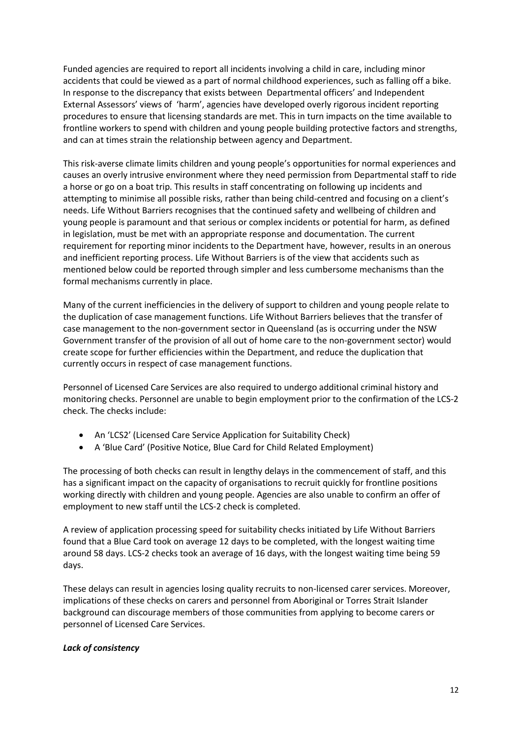Funded agencies are required to report all incidents involving a child in care, including minor accidents that could be viewed as a part of normal childhood experiences, such as falling off a bike. In response to the discrepancy that exists between Departmental officers' and Independent External Assessors' views of 'harm', agencies have developed overly rigorous incident reporting procedures to ensure that licensing standards are met. This in turn impacts on the time available to frontline workers to spend with children and young people building protective factors and strengths, and can at times strain the relationship between agency and Department.

This risk-averse climate limits children and young people's opportunities for normal experiences and causes an overly intrusive environment where they need permission from Departmental staff to ride a horse or go on a boat trip. This results in staff concentrating on following up incidents and attempting to minimise all possible risks, rather than being child-centred and focusing on a client's needs. Life Without Barriers recognises that the continued safety and wellbeing of children and young people is paramount and that serious or complex incidents or potential for harm, as defined in legislation, must be met with an appropriate response and documentation. The current requirement for reporting minor incidents to the Department have, however, results in an onerous and inefficient reporting process. Life Without Barriers is of the view that accidents such as mentioned below could be reported through simpler and less cumbersome mechanisms than the formal mechanisms currently in place.

Many of the current inefficiencies in the delivery of support to children and young people relate to the duplication of case management functions. Life Without Barriers believes that the transfer of case management to the non-government sector in Queensland (as is occurring under the NSW Government transfer of the provision of all out of home care to the non-government sector) would create scope for further efficiencies within the Department, and reduce the duplication that currently occurs in respect of case management functions.

Personnel of Licensed Care Services are also required to undergo additional criminal history and monitoring checks. Personnel are unable to begin employment prior to the confirmation of the LCS-2 check. The checks include:

- An 'LCS2' (Licensed Care Service Application for Suitability Check)
- A 'Blue Card' (Positive Notice, Blue Card for Child Related Employment)

The processing of both checks can result in lengthy delays in the commencement of staff, and this has a significant impact on the capacity of organisations to recruit quickly for frontline positions working directly with children and young people. Agencies are also unable to confirm an offer of employment to new staff until the LCS-2 check is completed.

A review of application processing speed for suitability checks initiated by Life Without Barriers found that a Blue Card took on average 12 days to be completed, with the longest waiting time around 58 days. LCS-2 checks took an average of 16 days, with the longest waiting time being 59 days.

These delays can result in agencies losing quality recruits to non-licensed carer services. Moreover, implications of these checks on carers and personnel from Aboriginal or Torres Strait Islander background can discourage members of those communities from applying to become carers or personnel of Licensed Care Services.

***Lack of consistency***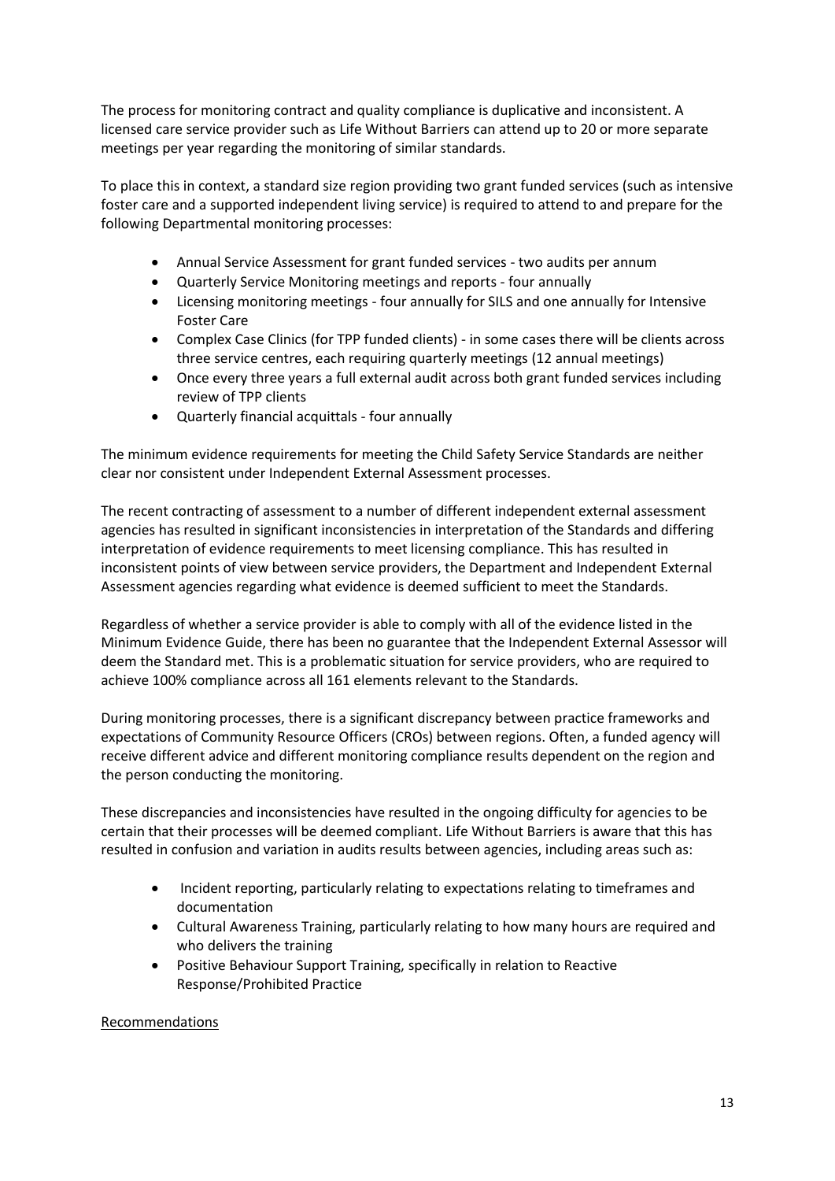The process for monitoring contract and quality compliance is duplicative and inconsistent. A licensed care service provider such as Life Without Barriers can attend up to 20 or more separate meetings per year regarding the monitoring of similar standards.

To place this in context, a standard size region providing two grant funded services (such as intensive foster care and a supported independent living service) is required to attend to and prepare for the following Departmental monitoring processes:

- Annual Service Assessment for grant funded services - two audits per annum
- Quarterly Service Monitoring meetings and reports - four annually
- Licensing monitoring meetings - four annually for SILS and one annually for Intensive Foster Care
- Complex Case Clinics (for TPP funded clients) - in some cases there will be clients across three service centres, each requiring quarterly meetings (12 annual meetings)
- Once every three years a full external audit across both grant funded services including review of TPP clients
- Quarterly financial acquittals - four annually

The minimum evidence requirements for meeting the Child Safety Service Standards are neither clear nor consistent under Independent External Assessment processes.

The recent contracting of assessment to a number of different independent external assessment agencies has resulted in significant inconsistencies in interpretation of the Standards and differing interpretation of evidence requirements to meet licensing compliance. This has resulted in inconsistent points of view between service providers, the Department and Independent External Assessment agencies regarding what evidence is deemed sufficient to meet the Standards.

Regardless of whether a service provider is able to comply with all of the evidence listed in the Minimum Evidence Guide, there has been no guarantee that the Independent External Assessor will deem the Standard met. This is a problematic situation for service providers, who are required to achieve 100% compliance across all 161 elements relevant to the Standards.

During monitoring processes, there is a significant discrepancy between practice frameworks and expectations of Community Resource Officers (CROs) between regions. Often, a funded agency will receive different advice and different monitoring compliance results dependent on the region and the person conducting the monitoring.

These discrepancies and inconsistencies have resulted in the ongoing difficulty for agencies to be certain that their processes will be deemed compliant. Life Without Barriers is aware that this has resulted in confusion and variation in audits results between agencies, including areas such as:

- Incident reporting, particularly relating to expectations relating to timeframes and documentation
- Cultural Awareness Training, particularly relating to how many hours are required and who delivers the training
- Positive Behaviour Support Training, specifically in relation to Reactive Response/Prohibited Practice

<u>Recommendations</u>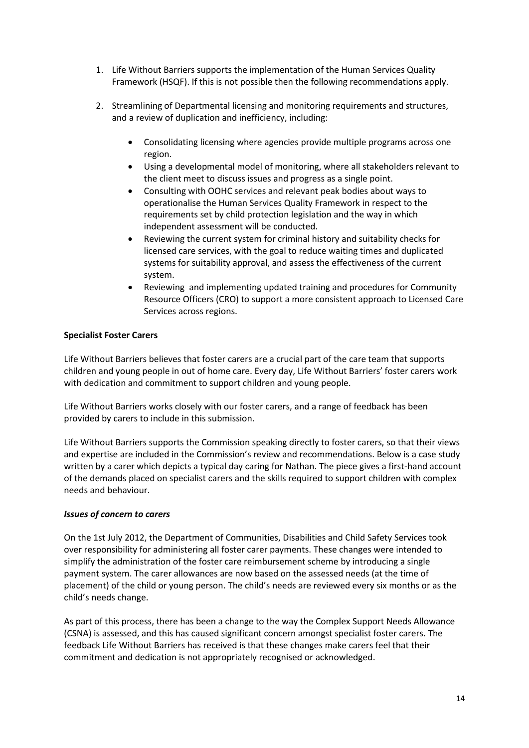1. Life Without Barriers supports the implementation of the Human Services Quality Framework (HSQF). If this is not possible then the following recommendations apply.

2. Streamlining of Departmental licensing and monitoring requirements and structures, and a review of duplication and inefficiency, including:

   - Consolidating licensing where agencies provide multiple programs across one region.
   - Using a developmental model of monitoring, where all stakeholders relevant to the client meet to discuss issues and progress as a single point.
   - Consulting with OOHC services and relevant peak bodies about ways to operationalise the Human Services Quality Framework in respect to the requirements set by child protection legislation and the way in which independent assessment will be conducted.
   - Reviewing the current system for criminal history and suitability checks for licensed care services, with the goal to reduce waiting times and duplicated systems for suitability approval, and assess the effectiveness of the current system.
   - Reviewing and implementing updated training and procedures for Community Resource Officers (CRO) to support a more consistent approach to Licensed Care Services across regions.

**Specialist Foster Carers**

Life Without Barriers believes that foster carers are a crucial part of the care team that supports children and young people in out of home care. Every day, Life Without Barriers' foster carers work with dedication and commitment to support children and young people.

Life Without Barriers works closely with our foster carers, and a range of feedback has been provided by carers to include in this submission.

Life Without Barriers supports the Commission speaking directly to foster carers, so that their views and expertise are included in the Commission's review and recommendations. Below is a case study written by a carer which depicts a typical day caring for Nathan. The piece gives a first-hand account of the demands placed on specialist carers and the skills required to support children with complex needs and behaviour.

***Issues of concern to carers***

On the 1st July 2012, the Department of Communities, Disabilities and Child Safety Services took over responsibility for administering all foster carer payments. These changes were intended to simplify the administration of the foster care reimbursement scheme by introducing a single payment system. The carer allowances are now based on the assessed needs (at the time of placement) of the child or young person. The child's needs are reviewed every six months or as the child's needs change.

As part of this process, there has been a change to the way the Complex Support Needs Allowance (CSNA) is assessed, and this has caused significant concern amongst specialist foster carers. The feedback Life Without Barriers has received is that these changes make carers feel that their commitment and dedication is not appropriately recognised or acknowledged.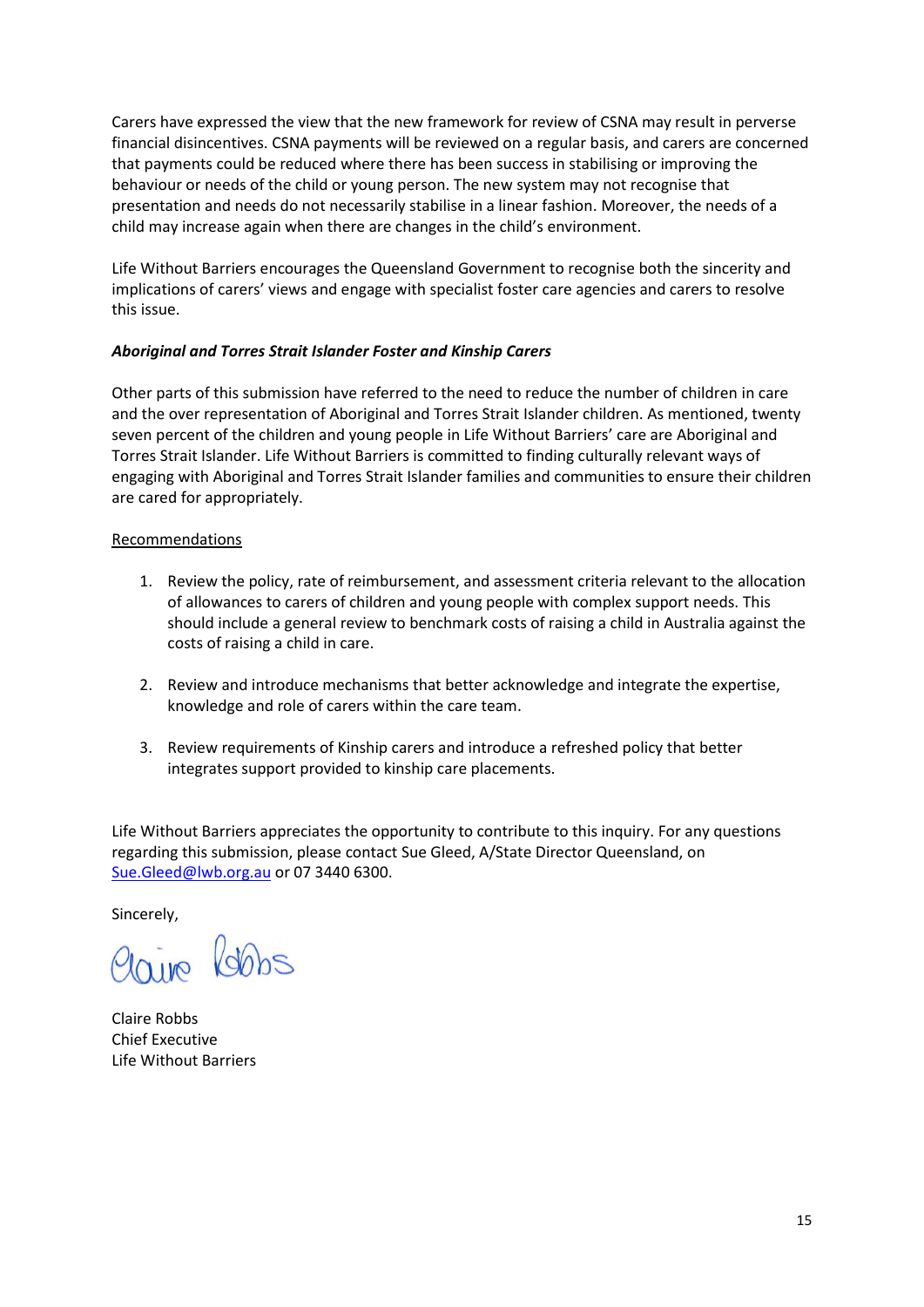Carers have expressed the view that the new framework for review of CSNA may result in perverse financial disincentives. CSNA payments will be reviewed on a regular basis, and carers are concerned that payments could be reduced where there has been success in stabilising or improving the behaviour or needs of the child or young person. The new system may not recognise that presentation and needs do not necessarily stabilise in a linear fashion. Moreover, the needs of a child may increase again when there are changes in the child's environment.

Life Without Barriers encourages the Queensland Government to recognise both the sincerity and implications of carers' views and engage with specialist foster care agencies and carers to resolve this issue.

***Aboriginal and Torres Strait Islander Foster and Kinship Carers***

Other parts of this submission have referred to the need to reduce the number of children in care and the over representation of Aboriginal and Torres Strait Islander children. As mentioned, twenty seven percent of the children and young people in Life Without Barriers' care are Aboriginal and Torres Strait Islander. Life Without Barriers is committed to finding culturally relevant ways of engaging with Aboriginal and Torres Strait Islander families and communities to ensure their children are cared for appropriately.

<u>Recommendations</u>

1. Review the policy, rate of reimbursement, and assessment criteria relevant to the allocation of allowances to carers of children and young people with complex support needs. This should include a general review to benchmark costs of raising a child in Australia against the costs of raising a child in care.

2. Review and introduce mechanisms that better acknowledge and integrate the expertise, knowledge and role of carers within the care team.

3. Review requirements of Kinship carers and introduce a refreshed policy that better integrates support provided to kinship care placements.

Life Without Barriers appreciates the opportunity to contribute to this inquiry. For any questions regarding this submission, please contact Sue Gleed, A/State Director Queensland, on Sue.Gleed@lwb.org.au or 07 3440 6300.

Sincerely,

Claire Robbs
Chief Executive
Life Without Barriers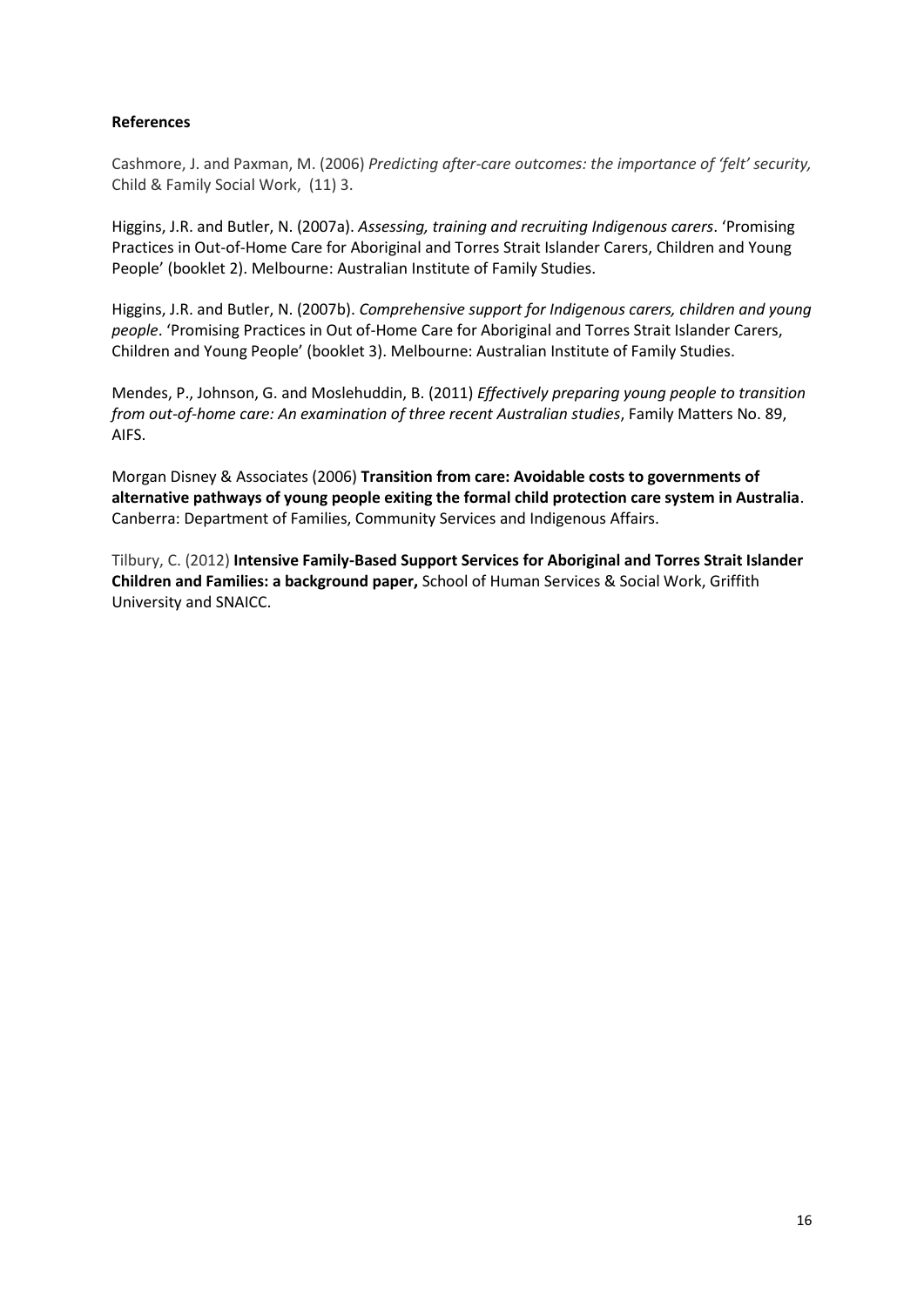**References**

Cashmore, J. and Paxman, M. (2006) *Predicting after-care outcomes: the importance of 'felt' security,* Child & Family Social Work, (11) 3.

Higgins, J.R. and Butler, N. (2007a). *Assessing, training and recruiting Indigenous carers*. 'Promising Practices in Out-of-Home Care for Aboriginal and Torres Strait Islander Carers, Children and Young People' (booklet 2). Melbourne: Australian Institute of Family Studies.

Higgins, J.R. and Butler, N. (2007b). *Comprehensive support for Indigenous carers, children and young people*. 'Promising Practices in Out of-Home Care for Aboriginal and Torres Strait Islander Carers, Children and Young People' (booklet 3). Melbourne: Australian Institute of Family Studies.

Mendes, P., Johnson, G. and Moslehuddin, B. (2011) *Effectively preparing young people to transition from out-of-home care: An examination of three recent Australian studies*, Family Matters No. 89, AIFS.

Morgan Disney & Associates (2006) **Transition from care: Avoidable costs to governments of alternative pathways of young people exiting the formal child protection care system in Australia**. Canberra: Department of Families, Community Services and Indigenous Affairs.

Tilbury, C. (2012) **Intensive Family-Based Support Services for Aboriginal and Torres Strait Islander Children and Families: a background paper,** School of Human Services & Social Work, Griffith University and SNAICC.